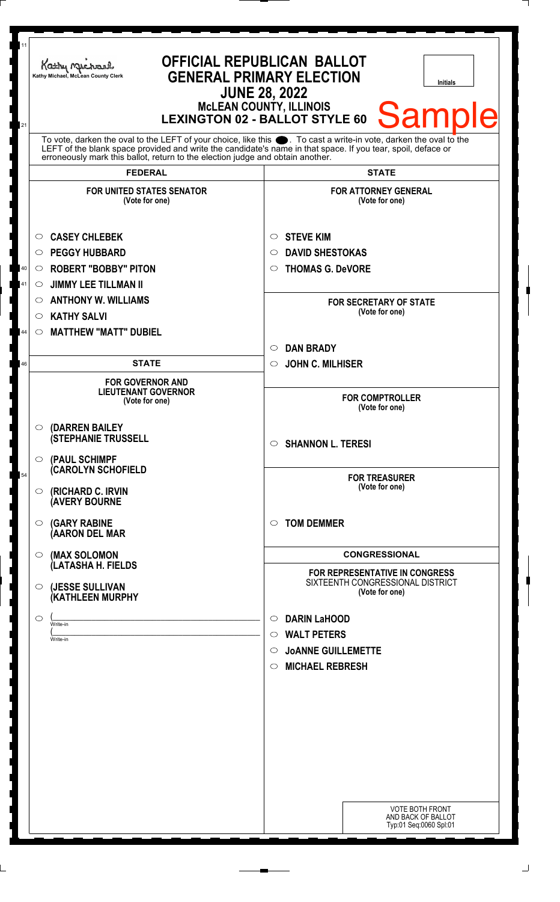Kathy Michael, McLean County Clerk

# OFFICIAL REPUBLICAN BALLOT
## GENERAL PRIMARY ELECTION
### JUNE 28, 2022
### McLEAN COUNTY, ILLINOIS
### LEXINGTON 02 - BALLOT STYLE 60

Initials

Sample

To vote, darken the oval to the LEFT of your choice, like this ⬬. To cast a write-in vote, darken the oval to the LEFT of the blank space provided and write the candidate's name in that space. If you tear, spoil, deface or erroneously mark this ballot, return to the election judge and obtain another.

## FEDERAL

**FOR UNITED STATES SENATOR**
(Vote for one)

- ○ CASEY CHLEBEK
- ○ PEGGY HUBBARD
- ○ ROBERT "BOBBY" PITON
- ○ JIMMY LEE TILLMAN II
- ○ ANTHONY W. WILLIAMS
- ○ KATHY SALVI
- ○ MATTHEW "MATT" DUBIEL

## STATE

**FOR GOVERNOR AND LIEUTENANT GOVERNOR**
(Vote for one)

- ○ (DARREN BAILEY (STEPHANIE TRUSSELL
- ○ (PAUL SCHIMPF (CAROLYN SCHOFIELD
- ○ (RICHARD C. IRVIN (AVERY BOURNE
- ○ (GARY RABINE (AARON DEL MAR
- ○ (MAX SOLOMON (LATASHA H. FIELDS
- ○ (JESSE SULLIVAN (KATHLEEN MURPHY
- ○ (\_\_\_\_\_\_\_\_\_\_ Write-in (\_\_\_\_\_\_\_\_\_\_ Write-in

## STATE

**FOR ATTORNEY GENERAL**
(Vote for one)

- ○ STEVE KIM
- ○ DAVID SHESTOKAS
- ○ THOMAS G. DeVORE

**FOR SECRETARY OF STATE**
(Vote for one)

- ○ DAN BRADY
- ○ JOHN C. MILHISER

**FOR COMPTROLLER**
(Vote for one)

- ○ SHANNON L. TERESI

**FOR TREASURER**
(Vote for one)

- ○ TOM DEMMER

## CONGRESSIONAL

**FOR REPRESENTATIVE IN CONGRESS**
SIXTEENTH CONGRESSIONAL DISTRICT
(Vote for one)

- ○ DARIN LaHOOD
- ○ WALT PETERS
- ○ JoANNE GUILLEMETTE
- ○ MICHAEL REBRESH

VOTE BOTH FRONT AND BACK OF BALLOT
Typ:01 Seq:0060 Spl:01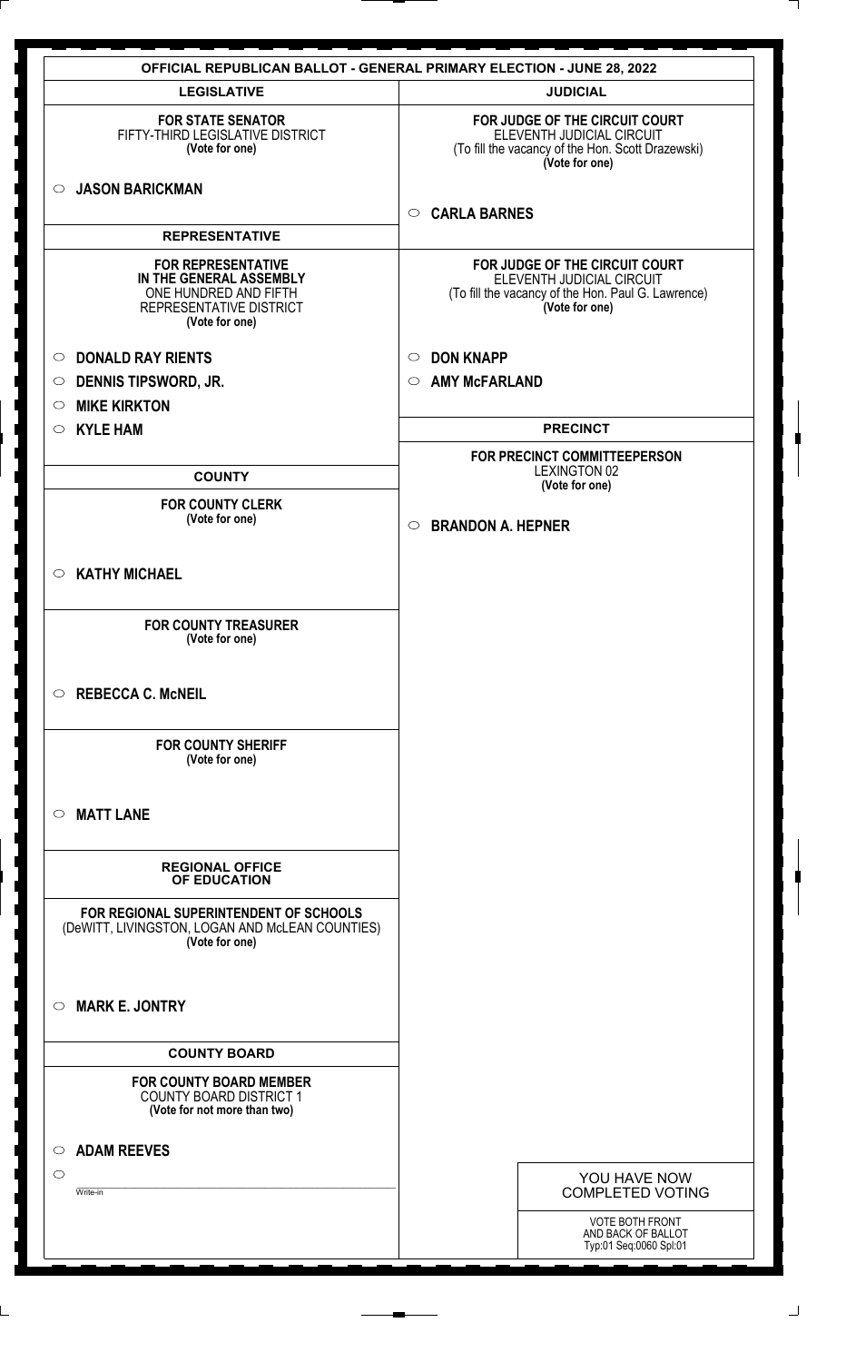# OFFICIAL REPUBLICAN BALLOT - GENERAL PRIMARY ELECTION - JUNE 28, 2022

## LEGISLATIVE

**FOR STATE SENATOR**
FIFTY-THIRD LEGISLATIVE DISTRICT
**(Vote for one)**

- ○ **JASON BARICKMAN**

## REPRESENTATIVE

**FOR REPRESENTATIVE IN THE GENERAL ASSEMBLY**
ONE HUNDRED AND FIFTH REPRESENTATIVE DISTRICT
**(Vote for one)**

- ○ **DONALD RAY RIENTS**
- ○ **DENNIS TIPSWORD, JR.**
- ○ **MIKE KIRKTON**
- ○ **KYLE HAM**

## COUNTY

**FOR COUNTY CLERK**
**(Vote for one)**

- ○ **KATHY MICHAEL**

**FOR COUNTY TREASURER**
**(Vote for one)**

- ○ **REBECCA C. McNEIL**

**FOR COUNTY SHERIFF**
**(Vote for one)**

- ○ **MATT LANE**

## REGIONAL OFFICE OF EDUCATION

**FOR REGIONAL SUPERINTENDENT OF SCHOOLS**
(DeWITT, LIVINGSTON, LOGAN AND McLEAN COUNTIES)
**(Vote for one)**

- ○ **MARK E. JONTRY**

## COUNTY BOARD

**FOR COUNTY BOARD MEMBER**
COUNTY BOARD DISTRICT 1
**(Vote for not more than two)**

- ○ **ADAM REEVES**
- ○ ____________ Write-in

## JUDICIAL

**FOR JUDGE OF THE CIRCUIT COURT**
ELEVENTH JUDICIAL CIRCUIT
(To fill the vacancy of the Hon. Scott Drazewski)
**(Vote for one)**

- ○ **CARLA BARNES**

**FOR JUDGE OF THE CIRCUIT COURT**
ELEVENTH JUDICIAL CIRCUIT
(To fill the vacancy of the Hon. Paul G. Lawrence)
**(Vote for one)**

- ○ **DON KNAPP**
- ○ **AMY McFARLAND**

## PRECINCT

**FOR PRECINCT COMMITTEEPERSON**
LEXINGTON 02
**(Vote for one)**

- ○ **BRANDON A. HEPNER**

YOU HAVE NOW COMPLETED VOTING

VOTE BOTH FRONT AND BACK OF BALLOT
Typ:01 Seq:0060 Spl:01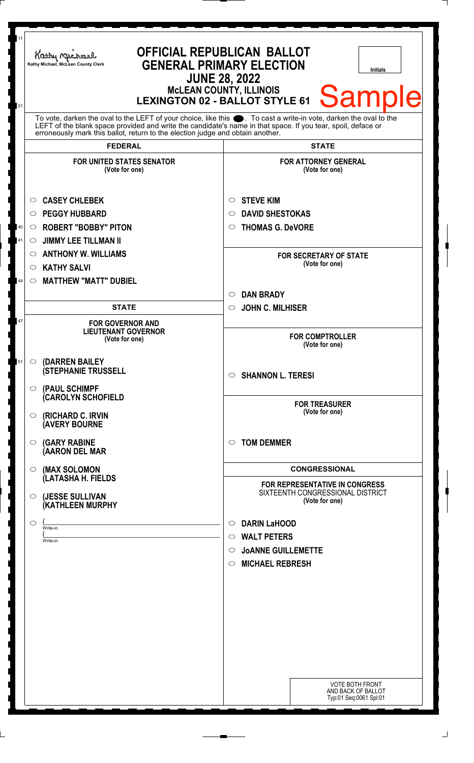Kathy Michael, McLean County Clerk

# OFFICIAL REPUBLICAN BALLOT
## GENERAL PRIMARY ELECTION
## JUNE 28, 2022
### McLEAN COUNTY, ILLINOIS
### LEXINGTON 02 - BALLOT STYLE 61

Initials

Sample

To vote, darken the oval to the LEFT of your choice, like this ●. To cast a write-in vote, darken the oval to the LEFT of the blank space provided and write the candidate's name in that space. If you tear, spoil, deface or erroneously mark this ballot, return to the election judge and obtain another.

## FEDERAL

**FOR UNITED STATES SENATOR**
(Vote for one)

- ○ CASEY CHLEBEK
- ○ PEGGY HUBBARD
- ○ ROBERT "BOBBY" PITON
- ○ JIMMY LEE TILLMAN II
- ○ ANTHONY W. WILLIAMS
- ○ KATHY SALVI
- ○ MATTHEW "MATT" DUBIEL

## STATE

**FOR GOVERNOR AND LIEUTENANT GOVERNOR**
(Vote for one)

- ○ (DARREN BAILEY
  (STEPHANIE TRUSSELL
- ○ (PAUL SCHIMPF
  (CAROLYN SCHOFIELD
- ○ (RICHARD C. IRVIN
  (AVERY BOURNE
- ○ (GARY RABINE
  (AARON DEL MAR
- ○ (MAX SOLOMON
  (LATASHA H. FIELDS
- ○ (JESSE SULLIVAN
  (KATHLEEN MURPHY
- ○ (\_\_\_\_\_\_\_\_\_\_\_\_\_\_\_\_\_\_\_\_ Write-in
  (\_\_\_\_\_\_\_\_\_\_\_\_\_\_\_\_\_\_\_\_ Write-in

## STATE

**FOR ATTORNEY GENERAL**
(Vote for one)

- ○ STEVE KIM
- ○ DAVID SHESTOKAS
- ○ THOMAS G. DeVORE

**FOR SECRETARY OF STATE**
(Vote for one)

- ○ DAN BRADY
- ○ JOHN C. MILHISER

**FOR COMPTROLLER**
(Vote for one)

- ○ SHANNON L. TERESI

**FOR TREASURER**
(Vote for one)

- ○ TOM DEMMER

## CONGRESSIONAL

**FOR REPRESENTATIVE IN CONGRESS**
SIXTEENTH CONGRESSIONAL DISTRICT
(Vote for one)

- ○ DARIN LaHOOD
- ○ WALT PETERS
- ○ JoANNE GUILLEMETTE
- ○ MICHAEL REBRESH

VOTE BOTH FRONT AND BACK OF BALLOT
Typ:01 Seq:0061 Spl:01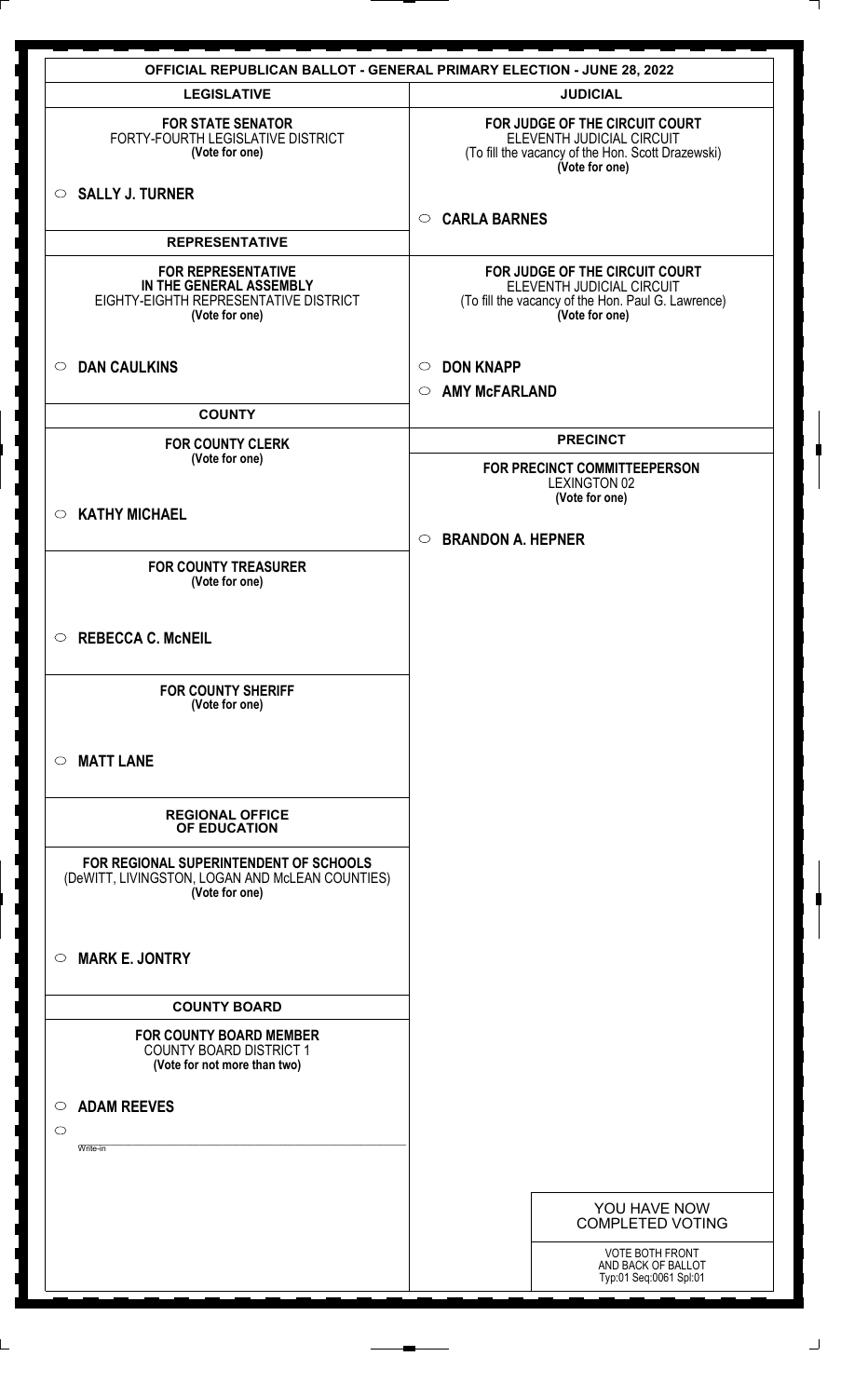# OFFICIAL REPUBLICAN BALLOT - GENERAL PRIMARY ELECTION - JUNE 28, 2022

## LEGISLATIVE

**FOR STATE SENATOR**
FORTY-FOURTH LEGISLATIVE DISTRICT
**(Vote for one)**

○ **SALLY J. TURNER**

## REPRESENTATIVE

**FOR REPRESENTATIVE IN THE GENERAL ASSEMBLY**
EIGHTY-EIGHTH REPRESENTATIVE DISTRICT
**(Vote for one)**

○ **DAN CAULKINS**

## COUNTY

**FOR COUNTY CLERK**
**(Vote for one)**

○ **KATHY MICHAEL**

**FOR COUNTY TREASURER**
**(Vote for one)**

○ **REBECCA C. McNEIL**

**FOR COUNTY SHERIFF**
**(Vote for one)**

○ **MATT LANE**

## REGIONAL OFFICE OF EDUCATION

**FOR REGIONAL SUPERINTENDENT OF SCHOOLS**
(DeWITT, LIVINGSTON, LOGAN AND McLEAN COUNTIES)
**(Vote for one)**

○ **MARK E. JONTRY**

## COUNTY BOARD

**FOR COUNTY BOARD MEMBER**
COUNTY BOARD DISTRICT 1
**(Vote for not more than two)**

○ **ADAM REEVES**

○ ____________________
Write-in

## JUDICIAL

**FOR JUDGE OF THE CIRCUIT COURT**
ELEVENTH JUDICIAL CIRCUIT
(To fill the vacancy of the Hon. Scott Drazewski)
**(Vote for one)**

○ **CARLA BARNES**

**FOR JUDGE OF THE CIRCUIT COURT**
ELEVENTH JUDICIAL CIRCUIT
(To fill the vacancy of the Hon. Paul G. Lawrence)
**(Vote for one)**

○ **DON KNAPP**

○ **AMY McFARLAND**

## PRECINCT

**FOR PRECINCT COMMITTEEPERSON**
LEXINGTON 02
**(Vote for one)**

○ **BRANDON A. HEPNER**

YOU HAVE NOW COMPLETED VOTING

VOTE BOTH FRONT AND BACK OF BALLOT
Typ:01 Seq:0061 Spl:01